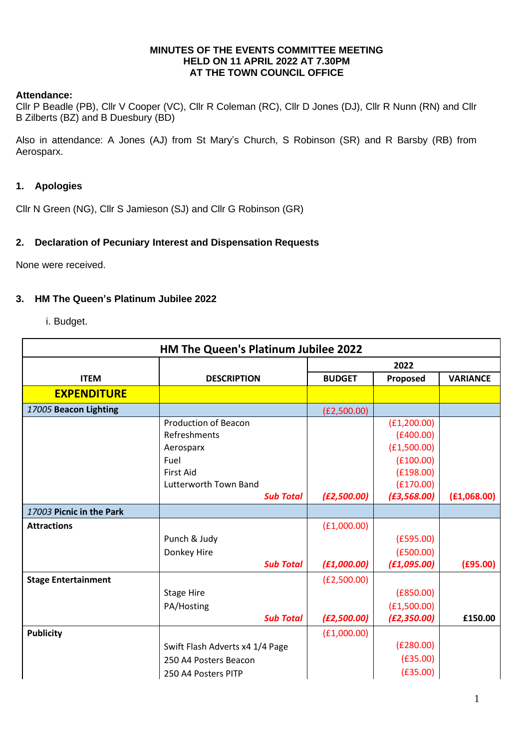**MINUTES OF THE EVENTS COMMITTEE MEETING**
**HELD ON 11 APRIL 2022 AT 7.30PM**
**AT THE TOWN COUNCIL OFFICE**

**Attendance:**
Cllr P Beadle (PB), Cllr V Cooper (VC), Cllr R Coleman (RC), Cllr D Jones (DJ), Cllr R Nunn (RN) and Cllr B Zilberts (BZ) and B Duesbury (BD)

Also in attendance: A Jones (AJ) from St Mary's Church, S Robinson (SR) and R Barsby (RB) from Aerosparx.

## 1. Apologies

Cllr N Green (NG), Cllr S Jamieson (SJ) and Cllr G Robinson (GR)

## 2. Declaration of Pecuniary Interest and Dispensation Requests

None were received.

## 3. HM The Queen's Platinum Jubilee 2022

i. Budget.

| HM The Queen's Platinum Jubilee 2022 | | | | |
|---|---|---|---|---|
| | | 2022 | | |
| **ITEM** | **DESCRIPTION** | **BUDGET** | **Proposed** | **VARIANCE** |
| **EXPENDITURE** | | | | |
| *17005* **Beacon Lighting** | | (£2,500.00) | | |
| | Production of Beacon | | (£1,200.00) | |
| | Refreshments | | (£400.00) | |
| | Aerosparx | | (£1,500.00) | |
| | Fuel | | (£100.00) | |
| | First Aid | | (£198.00) | |
| | Lutterworth Town Band | | (£170.00) | |
| | ***Sub Total*** | ***(£2,500.00)*** | ***(£3,568.00)*** | **(£1,068.00)** |
| *17003* **Picnic in the Park** | | | | |
| **Attractions** | | (£1,000.00) | | |
| | Punch & Judy | | (£595.00) | |
| | Donkey Hire | | (£500.00) | |
| | ***Sub Total*** | ***(£1,000.00)*** | ***(£1,095.00)*** | **(£95.00)** |
| **Stage Entertainment** | | (£2,500.00) | | |
| | Stage Hire | | (£850.00) | |
| | PA/Hosting | | (£1,500.00) | |
| | ***Sub Total*** | ***(£2,500.00)*** | ***(£2,350.00)*** | **£150.00** |
| **Publicity** | | (£1,000.00) | | |
| | Swift Flash Adverts x4 1/4 Page | | (£280.00) | |
| | 250 A4 Posters Beacon | | (£35.00) | |
| | 250 A4 Posters PITP | | (£35.00) | |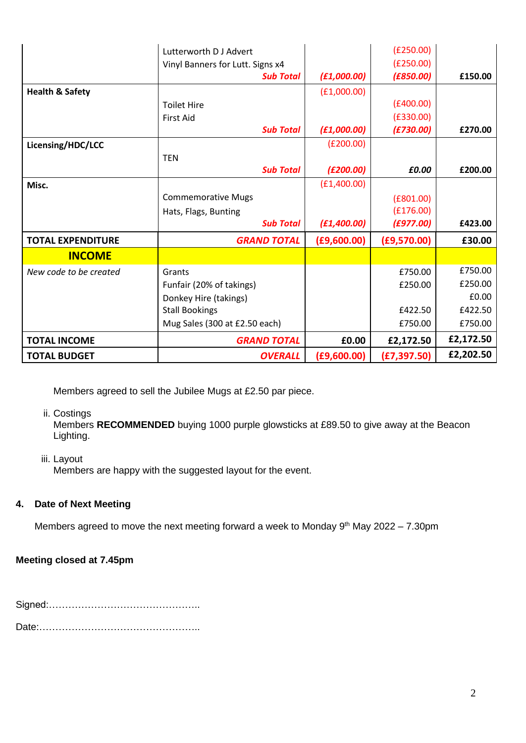| | | | | |
|---|---|---|---|---|
| | Lutterworth D J Advert<br>Vinyl Banners for Lutt. Signs x4<br>***Sub Total*** | ***(£1,000.00)*** | (£250.00)<br>(£250.00)<br>***(£850.00)*** | **£150.00** |
| **Health & Safety** | Toilet Hire<br>First Aid<br>***Sub Total*** | (£1,000.00)<br>***(£1,000.00)*** | (£400.00)<br>(£330.00)<br>***(£730.00)*** | **£270.00** |
| **Licensing/HDC/LCC** | TEN<br>***Sub Total*** | (£200.00)<br>***(£200.00)*** | ***£0.00*** | **£200.00** |
| **Misc.** | Commemorative Mugs<br>Hats, Flags, Bunting<br>***Sub Total*** | (£1,400.00)<br>***(£1,400.00)*** | (£801.00)<br>(£176.00)<br>***(£977.00)*** | **£423.00** |
| **TOTAL EXPENDITURE** | ***GRAND TOTAL*** | **(£9,600.00)** | **(£9,570.00)** | **£30.00** |
| **INCOME** | | | | |
| *New code to be created* | Grants<br>Funfair (20% of takings)<br>Donkey Hire (takings)<br>Stall Bookings<br>Mug Sales (300 at £2.50 each) | | £750.00<br>£250.00<br><br>£422.50<br>£750.00 | £750.00<br>£250.00<br>£0.00<br>£422.50<br>£750.00 |
| **TOTAL INCOME** | ***GRAND TOTAL*** | **£0.00** | **£2,172.50** | **£2,172.50** |
| **TOTAL BUDGET** | ***OVERALL*** | **(£9,600.00)** | **(£7,397.50)** | **£2,202.50** |

Members agreed to sell the Jubilee Mugs at £2.50 par piece.

ii. Costings
Members **RECOMMENDED** buying 1000 purple glowsticks at £89.50 to give away at the Beacon Lighting.

iii. Layout
Members are happy with the suggested layout for the event.

**4. Date of Next Meeting**

Members agreed to move the next meeting forward a week to Monday 9th May 2022 – 7.30pm

**Meeting closed at 7.45pm**

Signed:……………………………………….

Date:…………………………………………..